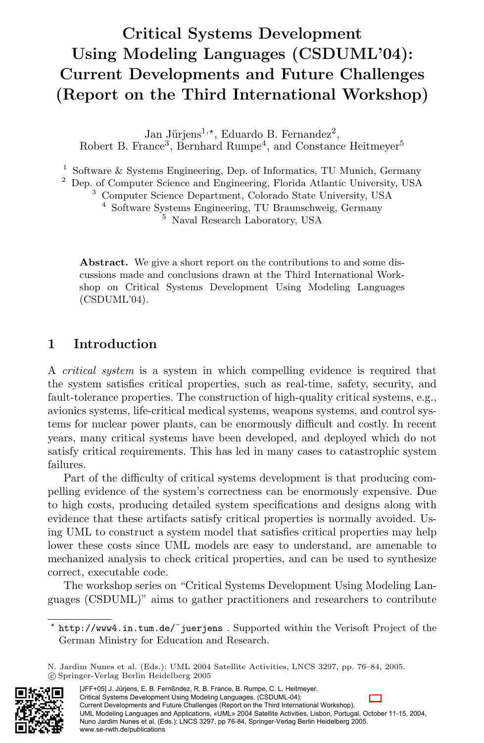# Critical Systems Development Using Modeling Languages (CSDUML'04): Current Developments and Future Challenges (Report on the Third International Workshop)

Jan Jürjens[1,*], Eduardo B. Fernandez[2], Robert B. France[3], Bernhard Rumpe[4], and Constance Heitmeyer[5]

[1] Software & Systems Engineering, Dep. of Informatics, TU Munich, Germany
[2] Dep. of Computer Science and Engineering, Florida Atlantic University, USA
[3] Computer Science Department, Colorado State University, USA
[4] Software Systems Engineering, TU Braunschweig, Germany
[5] Naval Research Laboratory, USA

**Abstract.** We give a short report on the contributions to and some discussions made and conclusions drawn at the Third International Workshop on Critical Systems Development Using Modeling Languages (CSDUML'04).

## 1 Introduction

A *critical system* is a system in which compelling evidence is required that the system satisfies critical properties, such as real-time, safety, security, and fault-tolerance properties. The construction of high-quality critical systems, e.g., avionics systems, life-critical medical systems, weapons systems, and control systems for nuclear power plants, can be enormously difficult and costly. In recent years, many critical systems have been developed, and deployed which do not satisfy critical requirements. This has led in many cases to catastrophic system failures.

Part of the difficulty of critical systems development is that producing compelling evidence of the system's correctness can be enormously expensive. Due to high costs, producing detailed system specifications and designs along with evidence that these artifacts satisfy critical properties is normally avoided. Using UML to construct a system model that satisfies critical properties may help lower these costs since UML models are easy to understand, are amenable to mechanized analysis to check critical properties, and can be used to synthesize correct, executable code.

The workshop series on "Critical Systems Development Using Modeling Languages (CSDUML)" aims to gather practitioners and researchers to contribute

---

* `http://www4.in.tum.de/~juerjens` . Supported within the Verisoft Project of the German Ministry for Education and Research.

N. Jardim Nunes et al. (Eds.): UML 2004 Satellite Activities, LNCS 3297, pp. 76–84, 2005.
© Springer-Verlag Berlin Heidelberg 2005

[JFF+05] J. Jürjens, E. B. Fernßndez, R. B. France, B. Rumpe, C. L. Heitmeyer.
Critical Systems Development Using Modeling Languages. (CSDUML-04):
Current Developments and Future Challenges (Report on the Third International Workshop).
UML Modeling Languages and Applications, «UML» 2004 Satellite Activities, Lisbon, Portugal, October 11-15, 2004,
Nuno Jardim Nunes et al. (Eds.): LNCS 3297, pp 76-84, Springer-Verlag Berlin Heidelberg 2005.
www.se-rwth.de/publications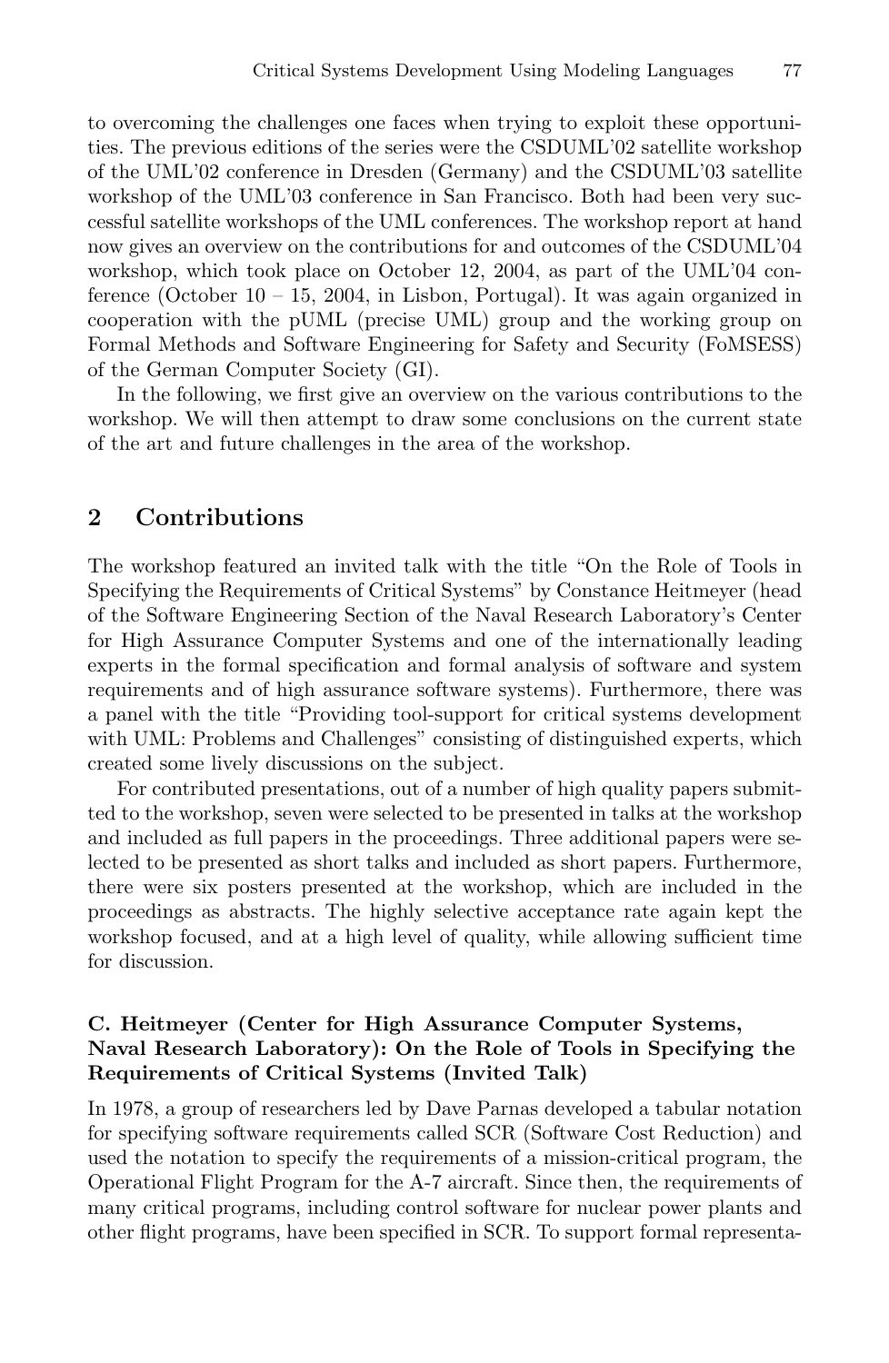to overcoming the challenges one faces when trying to exploit these opportunities. The previous editions of the series were the CSDUML'02 satellite workshop of the UML'02 conference in Dresden (Germany) and the CSDUML'03 satellite workshop of the UML'03 conference in San Francisco. Both had been very successful satellite workshops of the UML conferences. The workshop report at hand now gives an overview on the contributions for and outcomes of the CSDUML'04 workshop, which took place on October 12, 2004, as part of the UML'04 conference (October 10 – 15, 2004, in Lisbon, Portugal). It was again organized in cooperation with the pUML (precise UML) group and the working group on Formal Methods and Software Engineering for Safety and Security (FoMSESS) of the German Computer Society (GI).

In the following, we first give an overview on the various contributions to the workshop. We will then attempt to draw some conclusions on the current state of the art and future challenges in the area of the workshop.

## 2 Contributions

The workshop featured an invited talk with the title "On the Role of Tools in Specifying the Requirements of Critical Systems" by Constance Heitmeyer (head of the Software Engineering Section of the Naval Research Laboratory's Center for High Assurance Computer Systems and one of the internationally leading experts in the formal specification and formal analysis of software and system requirements and of high assurance software systems). Furthermore, there was a panel with the title "Providing tool-support for critical systems development with UML: Problems and Challenges" consisting of distinguished experts, which created some lively discussions on the subject.

For contributed presentations, out of a number of high quality papers submitted to the workshop, seven were selected to be presented in talks at the workshop and included as full papers in the proceedings. Three additional papers were selected to be presented as short talks and included as short papers. Furthermore, there were six posters presented at the workshop, which are included in the proceedings as abstracts. The highly selective acceptance rate again kept the workshop focused, and at a high level of quality, while allowing sufficient time for discussion.

#### C. Heitmeyer (Center for High Assurance Computer Systems, Naval Research Laboratory): On the Role of Tools in Specifying the Requirements of Critical Systems (Invited Talk)

In 1978, a group of researchers led by Dave Parnas developed a tabular notation for specifying software requirements called SCR (Software Cost Reduction) and used the notation to specify the requirements of a mission-critical program, the Operational Flight Program for the A-7 aircraft. Since then, the requirements of many critical programs, including control software for nuclear power plants and other flight programs, have been specified in SCR. To support formal representa-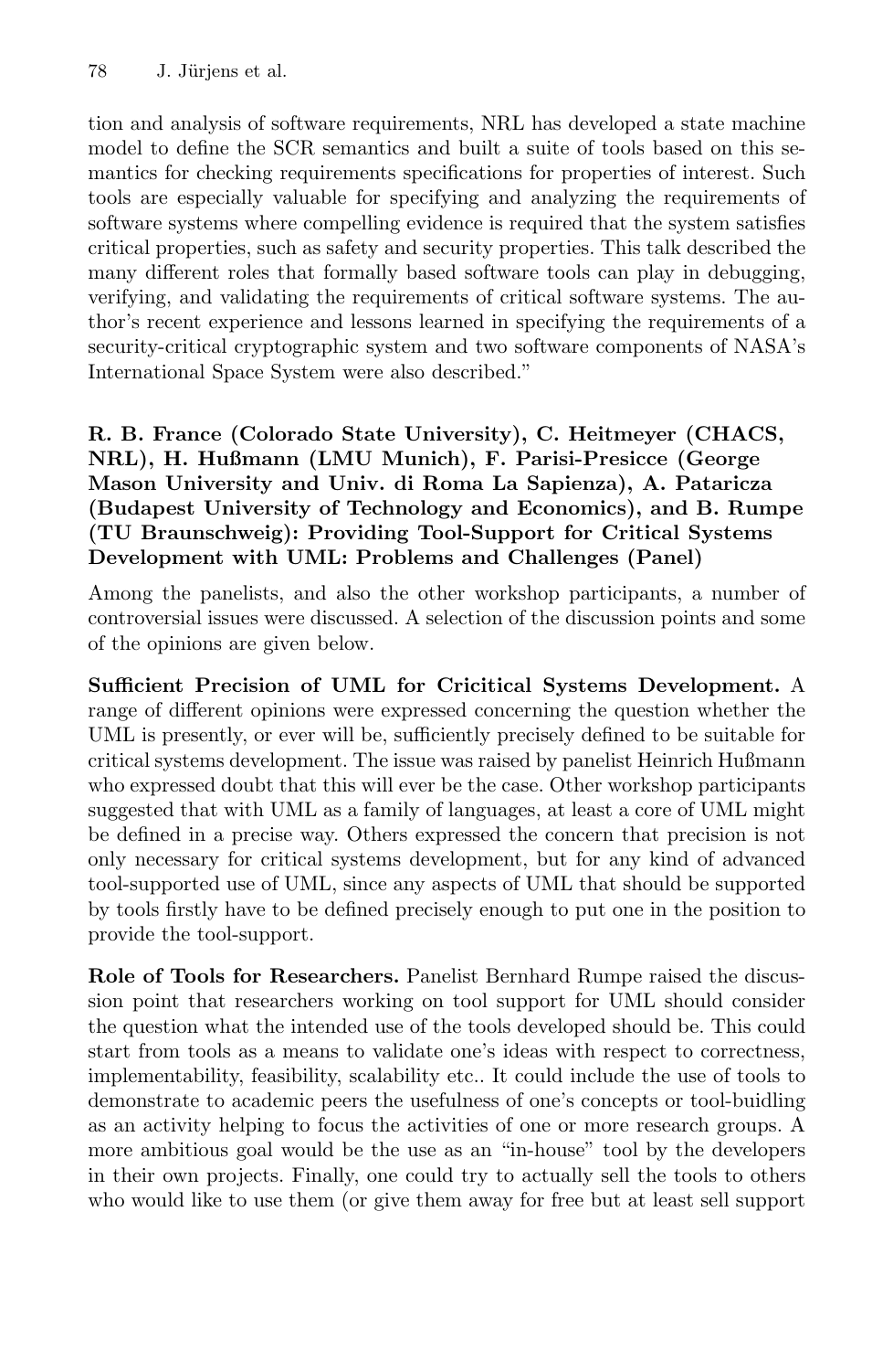tion and analysis of software requirements, NRL has developed a state machine model to define the SCR semantics and built a suite of tools based on this semantics for checking requirements specifications for properties of interest. Such tools are especially valuable for specifying and analyzing the requirements of software systems where compelling evidence is required that the system satisfies critical properties, such as safety and security properties. This talk described the many different roles that formally based software tools can play in debugging, verifying, and validating the requirements of critical software systems. The author's recent experience and lessons learned in specifying the requirements of a security-critical cryptographic system and two software components of NASA's International Space System were also described."

### R. B. France (Colorado State University), C. Heitmeyer (CHACS, NRL), H. Hußmann (LMU Munich), F. Parisi-Presicce (George Mason University and Univ. di Roma La Sapienza), A. Pataricza (Budapest University of Technology and Economics), and B. Rumpe (TU Braunschweig): Providing Tool-Support for Critical Systems Development with UML: Problems and Challenges (Panel)

Among the panelists, and also the other workshop participants, a number of controversial issues were discussed. A selection of the discussion points and some of the opinions are given below.

**Sufficient Precision of UML for Cricitical Systems Development.** A range of different opinions were expressed concerning the question whether the UML is presently, or ever will be, sufficiently precisely defined to be suitable for critical systems development. The issue was raised by panelist Heinrich Hußmann who expressed doubt that this will ever be the case. Other workshop participants suggested that with UML as a family of languages, at least a core of UML might be defined in a precise way. Others expressed the concern that precision is not only necessary for critical systems development, but for any kind of advanced tool-supported use of UML, since any aspects of UML that should be supported by tools firstly have to be defined precisely enough to put one in the position to provide the tool-support.

**Role of Tools for Researchers.** Panelist Bernhard Rumpe raised the discussion point that researchers working on tool support for UML should consider the question what the intended use of the tools developed should be. This could start from tools as a means to validate one's ideas with respect to correctness, implementability, feasibility, scalability etc.. It could include the use of tools to demonstrate to academic peers the usefulness of one's concepts or tool-buidling as an activity helping to focus the activities of one or more research groups. A more ambitious goal would be the use as an "in-house" tool by the developers in their own projects. Finally, one could try to actually sell the tools to others who would like to use them (or give them away for free but at least sell support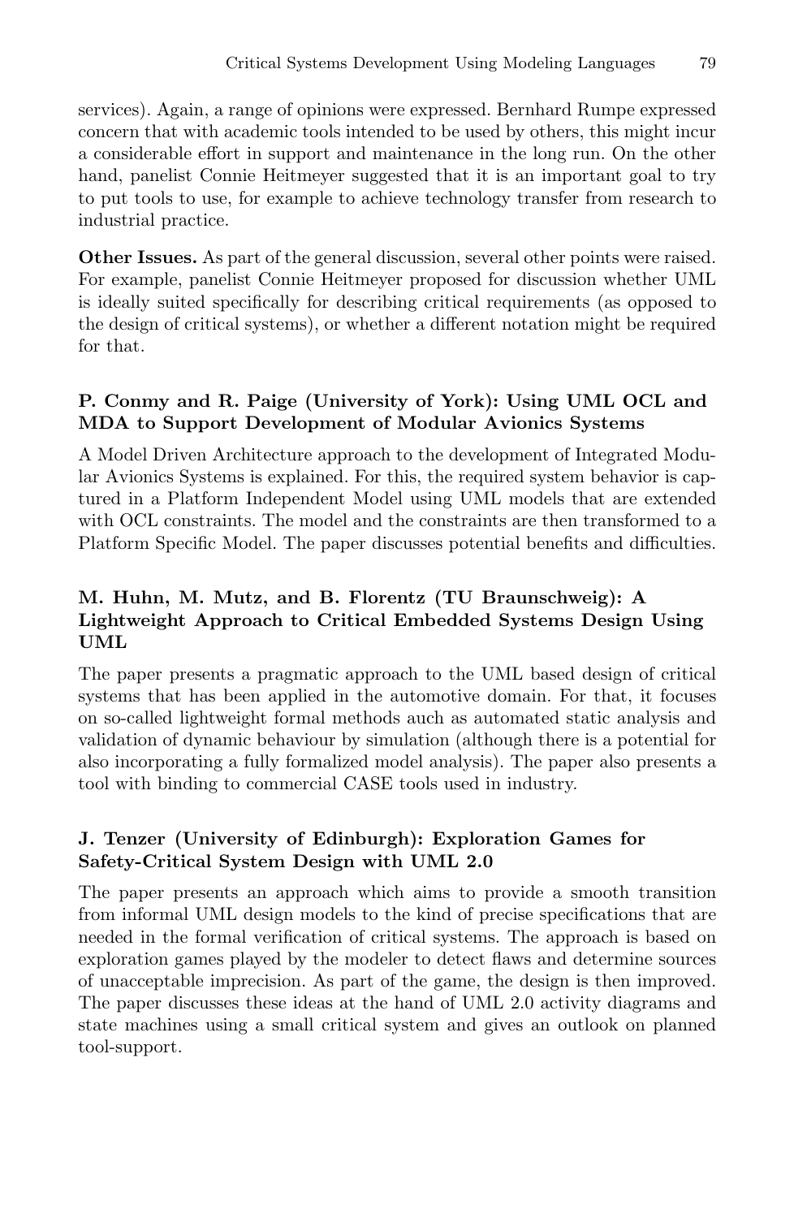services). Again, a range of opinions were expressed. Bernhard Rumpe expressed concern that with academic tools intended to be used by others, this might incur a considerable effort in support and maintenance in the long run. On the other hand, panelist Connie Heitmeyer suggested that it is an important goal to try to put tools to use, for example to achieve technology transfer from research to industrial practice.

**Other Issues.** As part of the general discussion, several other points were raised. For example, panelist Connie Heitmeyer proposed for discussion whether UML is ideally suited specifically for describing critical requirements (as opposed to the design of critical systems), or whether a different notation might be required for that.

### P. Conmy and R. Paige (University of York): Using UML OCL and MDA to Support Development of Modular Avionics Systems

A Model Driven Architecture approach to the development of Integrated Modular Avionics Systems is explained. For this, the required system behavior is captured in a Platform Independent Model using UML models that are extended with OCL constraints. The model and the constraints are then transformed to a Platform Specific Model. The paper discusses potential benefits and difficulties.

### M. Huhn, M. Mutz, and B. Florentz (TU Braunschweig): A Lightweight Approach to Critical Embedded Systems Design Using UML

The paper presents a pragmatic approach to the UML based design of critical systems that has been applied in the automotive domain. For that, it focuses on so-called lightweight formal methods auch as automated static analysis and validation of dynamic behaviour by simulation (although there is a potential for also incorporating a fully formalized model analysis). The paper also presents a tool with binding to commercial CASE tools used in industry.

### J. Tenzer (University of Edinburgh): Exploration Games for Safety-Critical System Design with UML 2.0

The paper presents an approach which aims to provide a smooth transition from informal UML design models to the kind of precise specifications that are needed in the formal verification of critical systems. The approach is based on exploration games played by the modeler to detect flaws and determine sources of unacceptable imprecision. As part of the game, the design is then improved. The paper discusses these ideas at the hand of UML 2.0 activity diagrams and state machines using a small critical system and gives an outlook on planned tool-support.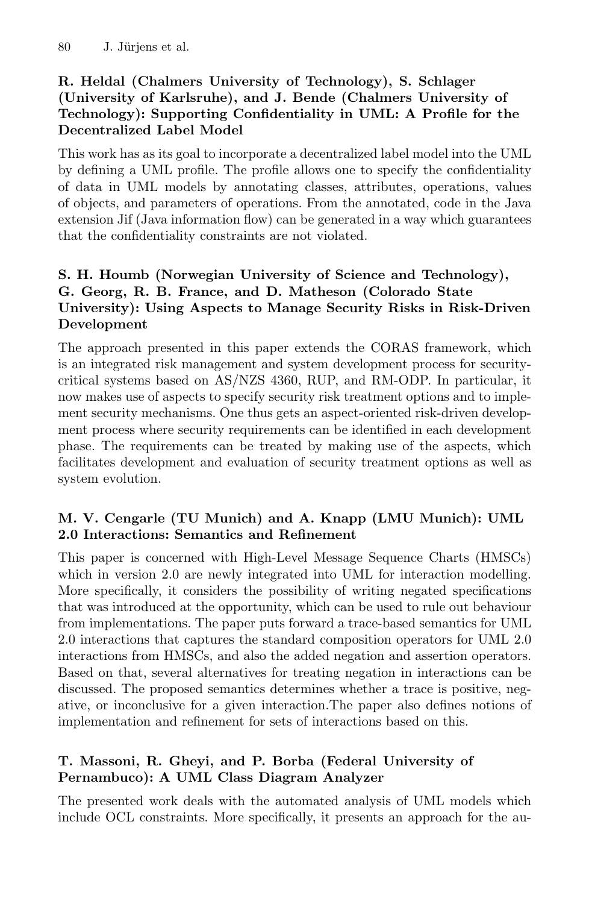**R. Heldal (Chalmers University of Technology), S. Schlager (University of Karlsruhe), and J. Bende (Chalmers University of Technology): Supporting Confidentiality in UML: A Profile for the Decentralized Label Model**

This work has as its goal to incorporate a decentralized label model into the UML by defining a UML profile. The profile allows one to specify the confidentiality of data in UML models by annotating classes, attributes, operations, values of objects, and parameters of operations. From the annotated, code in the Java extension Jif (Java information flow) can be generated in a way which guarantees that the confidentiality constraints are not violated.

**S. H. Houmb (Norwegian University of Science and Technology), G. Georg, R. B. France, and D. Matheson (Colorado State University): Using Aspects to Manage Security Risks in Risk-Driven Development**

The approach presented in this paper extends the CORAS framework, which is an integrated risk management and system development process for security-critical systems based on AS/NZS 4360, RUP, and RM-ODP. In particular, it now makes use of aspects to specify security risk treatment options and to implement security mechanisms. One thus gets an aspect-oriented risk-driven development process where security requirements can be identified in each development phase. The requirements can be treated by making use of the aspects, which facilitates development and evaluation of security treatment options as well as system evolution.

**M. V. Cengarle (TU Munich) and A. Knapp (LMU Munich): UML 2.0 Interactions: Semantics and Refinement**

This paper is concerned with High-Level Message Sequence Charts (HMSCs) which in version 2.0 are newly integrated into UML for interaction modelling. More specifically, it considers the possibility of writing negated specifications that was introduced at the opportunity, which can be used to rule out behaviour from implementations. The paper puts forward a trace-based semantics for UML 2.0 interactions that captures the standard composition operators for UML 2.0 interactions from HMSCs, and also the added negation and assertion operators. Based on that, several alternatives for treating negation in interactions can be discussed. The proposed semantics determines whether a trace is positive, negative, or inconclusive for a given interaction.The paper also defines notions of implementation and refinement for sets of interactions based on this.

**T. Massoni, R. Gheyi, and P. Borba (Federal University of Pernambuco): A UML Class Diagram Analyzer**

The presented work deals with the automated analysis of UML models which include OCL constraints. More specifically, it presents an approach for the au-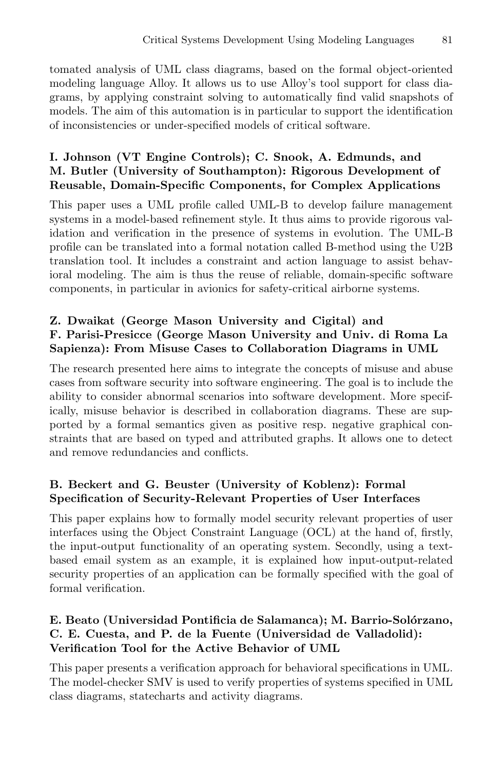tomated analysis of UML class diagrams, based on the formal object-oriented modeling language Alloy. It allows us to use Alloy's tool support for class diagrams, by applying constraint solving to automatically find valid snapshots of models. The aim of this automation is in particular to support the identification of inconsistencies or under-specified models of critical software.

**I. Johnson (VT Engine Controls); C. Snook, A. Edmunds, and M. Butler (University of Southampton): Rigorous Development of Reusable, Domain-Specific Components, for Complex Applications**

This paper uses a UML profile called UML-B to develop failure management systems in a model-based refinement style. It thus aims to provide rigorous validation and verification in the presence of systems in evolution. The UML-B profile can be translated into a formal notation called B-method using the U2B translation tool. It includes a constraint and action language to assist behavioral modeling. The aim is thus the reuse of reliable, domain-specific software components, in particular in avionics for safety-critical airborne systems.

**Z. Dwaikat (George Mason University and Cigital) and F. Parisi-Presicce (George Mason University and Univ. di Roma La Sapienza): From Misuse Cases to Collaboration Diagrams in UML**

The research presented here aims to integrate the concepts of misuse and abuse cases from software security into software engineering. The goal is to include the ability to consider abnormal scenarios into software development. More specifically, misuse behavior is described in collaboration diagrams. These are supported by a formal semantics given as positive resp. negative graphical constraints that are based on typed and attributed graphs. It allows one to detect and remove redundancies and conflicts.

**B. Beckert and G. Beuster (University of Koblenz): Formal Specification of Security-Relevant Properties of User Interfaces**

This paper explains how to formally model security relevant properties of user interfaces using the Object Constraint Language (OCL) at the hand of, firstly, the input-output functionality of an operating system. Secondly, using a text-based email system as an example, it is explained how input-output-related security properties of an application can be formally specified with the goal of formal verification.

**E. Beato (Universidad Pontificia de Salamanca); M. Barrio-Solórzano, C. E. Cuesta, and P. de la Fuente (Universidad de Valladolid): Verification Tool for the Active Behavior of UML**

This paper presents a verification approach for behavioral specifications in UML. The model-checker SMV is used to verify properties of systems specified in UML class diagrams, statecharts and activity diagrams.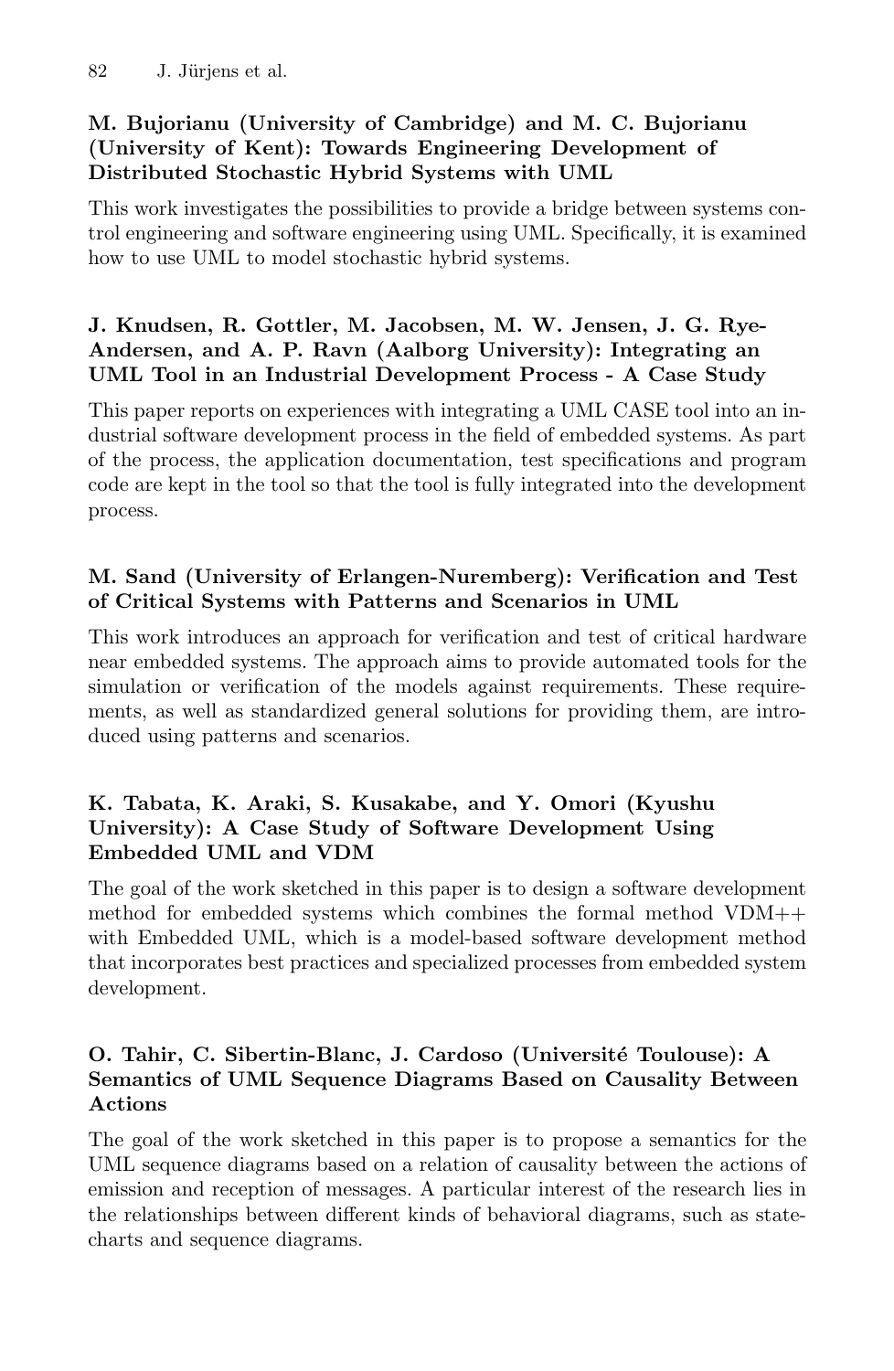**M. Bujorianu (University of Cambridge) and M. C. Bujorianu (University of Kent): Towards Engineering Development of Distributed Stochastic Hybrid Systems with UML**

This work investigates the possibilities to provide a bridge between systems control engineering and software engineering using UML. Specifically, it is examined how to use UML to model stochastic hybrid systems.

**J. Knudsen, R. Gottler, M. Jacobsen, M. W. Jensen, J. G. Rye-Andersen, and A. P. Ravn (Aalborg University): Integrating an UML Tool in an Industrial Development Process - A Case Study**

This paper reports on experiences with integrating a UML CASE tool into an industrial software development process in the field of embedded systems. As part of the process, the application documentation, test specifications and program code are kept in the tool so that the tool is fully integrated into the development process.

**M. Sand (University of Erlangen-Nuremberg): Verification and Test of Critical Systems with Patterns and Scenarios in UML**

This work introduces an approach for verification and test of critical hardware near embedded systems. The approach aims to provide automated tools for the simulation or verification of the models against requirements. These requirements, as well as standardized general solutions for providing them, are introduced using patterns and scenarios.

**K. Tabata, K. Araki, S. Kusakabe, and Y. Omori (Kyushu University): A Case Study of Software Development Using Embedded UML and VDM**

The goal of the work sketched in this paper is to design a software development method for embedded systems which combines the formal method VDM++ with Embedded UML, which is a model-based software development method that incorporates best practices and specialized processes from embedded system development.

**O. Tahir, C. Sibertin-Blanc, J. Cardoso (Université Toulouse): A Semantics of UML Sequence Diagrams Based on Causality Between Actions**

The goal of the work sketched in this paper is to propose a semantics for the UML sequence diagrams based on a relation of causality between the actions of emission and reception of messages. A particular interest of the research lies in the relationships between different kinds of behavioral diagrams, such as statecharts and sequence diagrams.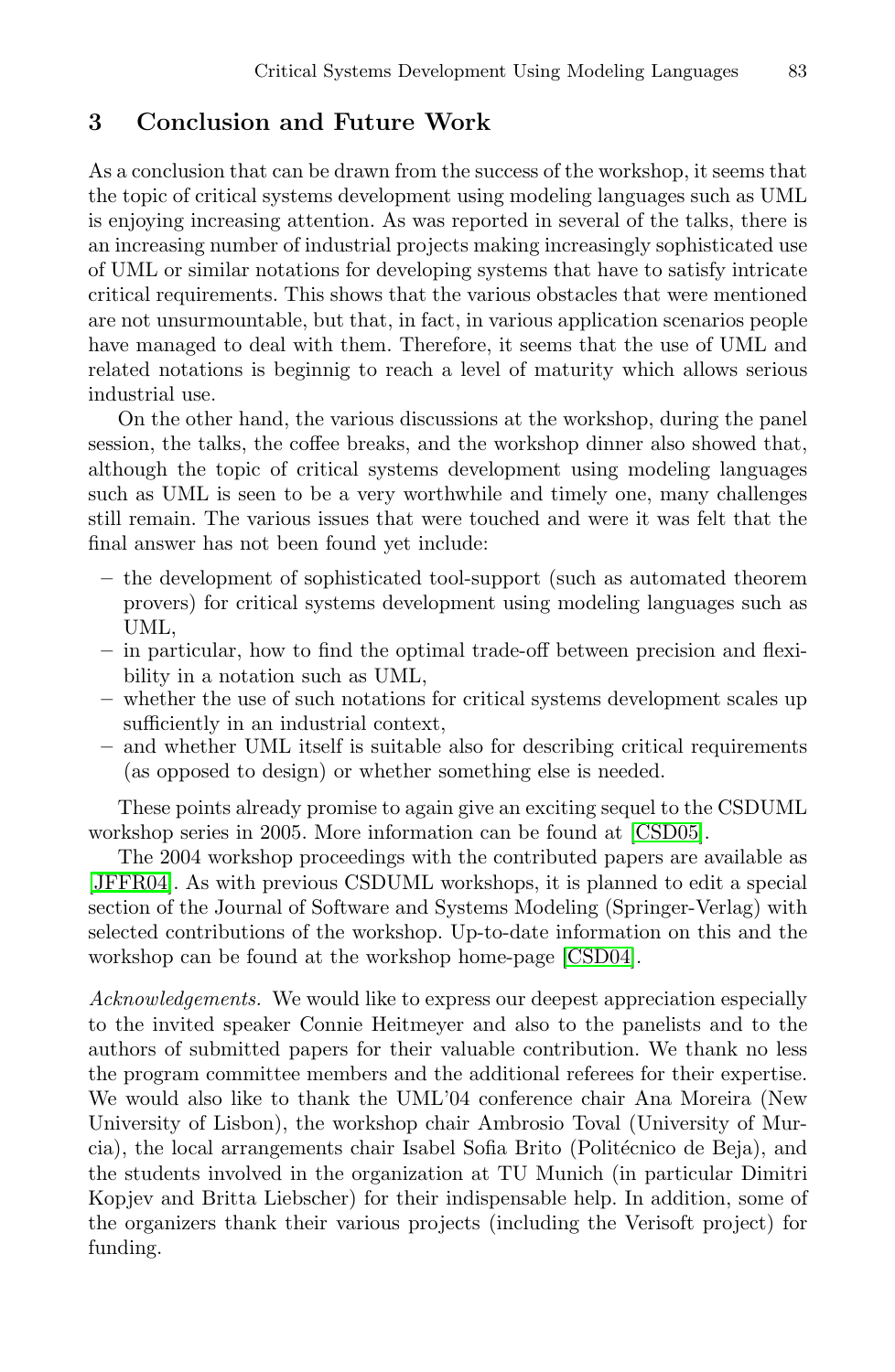## 3 Conclusion and Future Work

As a conclusion that can be drawn from the success of the workshop, it seems that the topic of critical systems development using modeling languages such as UML is enjoying increasing attention. As was reported in several of the talks, there is an increasing number of industrial projects making increasingly sophisticated use of UML or similar notations for developing systems that have to satisfy intricate critical requirements. This shows that the various obstacles that were mentioned are not unsurmountable, but that, in fact, in various application scenarios people have managed to deal with them. Therefore, it seems that the use of UML and related notations is beginnig to reach a level of maturity which allows serious industrial use.

On the other hand, the various discussions at the workshop, during the panel session, the talks, the coffee breaks, and the workshop dinner also showed that, although the topic of critical systems development using modeling languages such as UML is seen to be a very worthwhile and timely one, many challenges still remain. The various issues that were touched and were it was felt that the final answer has not been found yet include:

- the development of sophisticated tool-support (such as automated theorem provers) for critical systems development using modeling languages such as UML,
- in particular, how to find the optimal trade-off between precision and flexibility in a notation such as UML,
- whether the use of such notations for critical systems development scales up sufficiently in an industrial context,
- and whether UML itself is suitable also for describing critical requirements (as opposed to design) or whether something else is needed.

These points already promise to again give an exciting sequel to the CSDUML workshop series in 2005. More information can be found at [CSD05].

The 2004 workshop proceedings with the contributed papers are available as [JFFR04]. As with previous CSDUML workshops, it is planned to edit a special section of the Journal of Software and Systems Modeling (Springer-Verlag) with selected contributions of the workshop. Up-to-date information on this and the workshop can be found at the workshop home-page [CSD04].

*Acknowledgements.* We would like to express our deepest appreciation especially to the invited speaker Connie Heitmeyer and also to the panelists and to the authors of submitted papers for their valuable contribution. We thank no less the program committee members and the additional referees for their expertise. We would also like to thank the UML'04 conference chair Ana Moreira (New University of Lisbon), the workshop chair Ambrosio Toval (University of Murcia), the local arrangements chair Isabel Sofia Brito (Politécnico de Beja), and the students involved in the organization at TU Munich (in particular Dimitri Kopjev and Britta Liebscher) for their indispensable help. In addition, some of the organizers thank their various projects (including the Verisoft project) for funding.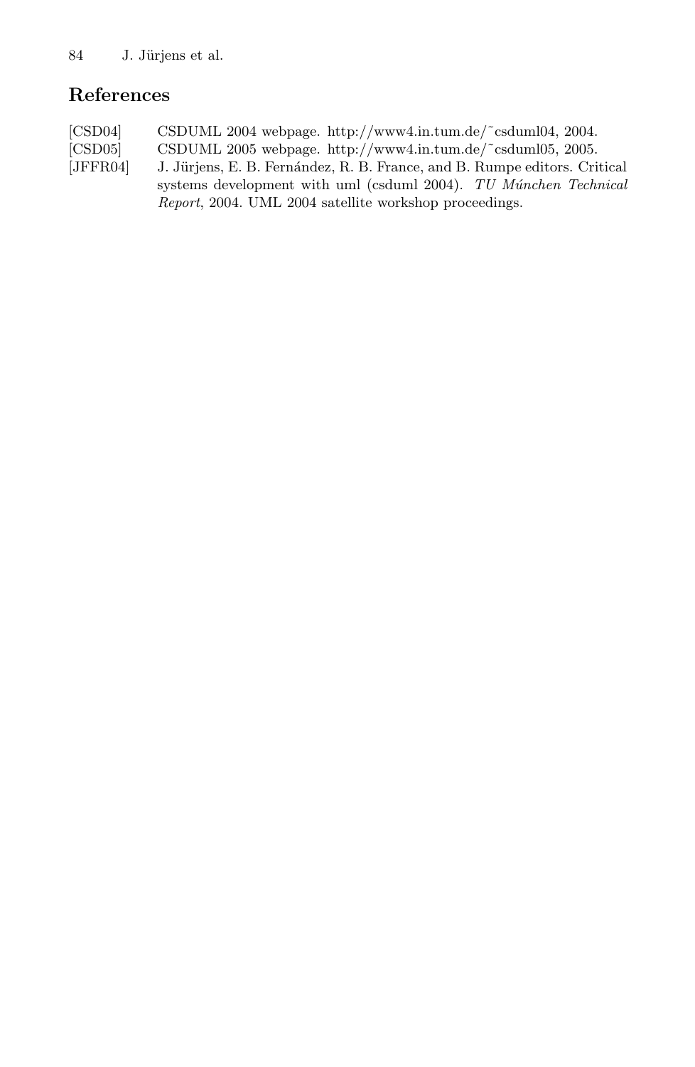## References

[CSD04] CSDUML 2004 webpage. http://www4.in.tum.de/˜csduml04, 2004.

[CSD05] CSDUML 2005 webpage. http://www4.in.tum.de/˜csduml05, 2005.

[JFFR04] J. Jürjens, E. B. Fernández, R. B. France, and B. Rumpe editors. Critical systems development with uml (csduml 2004). *TU Múnchen Technical Report*, 2004. UML 2004 satellite workshop proceedings.